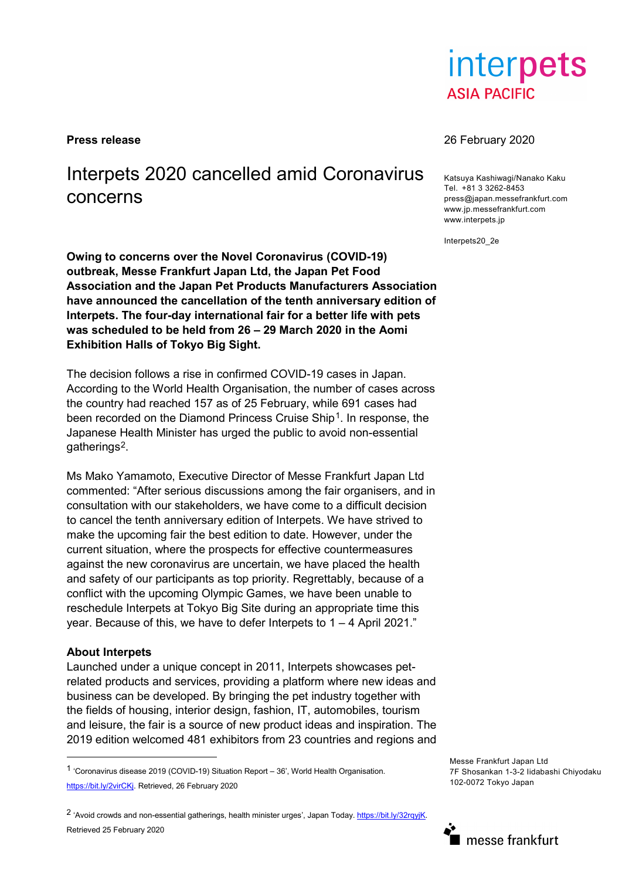interpets
ASIA PACIFIC

**Press release**

26 February 2020

# Interpets 2020 cancelled amid Coronavirus concerns

Katsuya Kashiwagi/Nanako Kaku
Tel. +81 3 3262-8453
press@japan.messefrankfurt.com
www.jp.messefrankfurt.com
www.interpets.jp

Interpets20_2e

**Owing to concerns over the Novel Coronavirus (COVID-19) outbreak, Messe Frankfurt Japan Ltd, the Japan Pet Food Association and the Japan Pet Products Manufacturers Association have announced the cancellation of the tenth anniversary edition of Interpets. The four-day international fair for a better life with pets was scheduled to be held from 26 – 29 March 2020 in the Aomi Exhibition Halls of Tokyo Big Sight.**

The decision follows a rise in confirmed COVID-19 cases in Japan. According to the World Health Organisation, the number of cases across the country had reached 157 as of 25 February, while 691 cases had been recorded on the Diamond Princess Cruise Ship[1]. In response, the Japanese Health Minister has urged the public to avoid non-essential gatherings[2].

Ms Mako Yamamoto, Executive Director of Messe Frankfurt Japan Ltd commented: "After serious discussions among the fair organisers, and in consultation with our stakeholders, we have come to a difficult decision to cancel the tenth anniversary edition of Interpets. We have strived to make the upcoming fair the best edition to date. However, under the current situation, where the prospects for effective countermeasures against the new coronavirus are uncertain, we have placed the health and safety of our participants as top priority. Regrettably, because of a conflict with the upcoming Olympic Games, we have been unable to reschedule Interpets at Tokyo Big Site during an appropriate time this year. Because of this, we have to defer Interpets to 1 – 4 April 2021."

**About Interpets**
Launched under a unique concept in 2011, Interpets showcases pet-related products and services, providing a platform where new ideas and business can be developed. By bringing the pet industry together with the fields of housing, interior design, fashion, IT, automobiles, tourism and leisure, the fair is a source of new product ideas and inspiration. The 2019 edition welcomed 481 exhibitors from 23 countries and regions and

---

[1] 'Coronavirus disease 2019 (COVID-19) Situation Report – 36', World Health Organisation. https://bit.ly/2virCKj. Retrieved, 26 February 2020

[2] 'Avoid crowds and non-essential gatherings, health minister urges', Japan Today. https://bit.ly/32rqyjK. Retrieved 25 February 2020

Messe Frankfurt Japan Ltd
7F Shosankan 1-3-2 Iidabashi Chiyodaku
102-0072 Tokyo Japan

messe frankfurt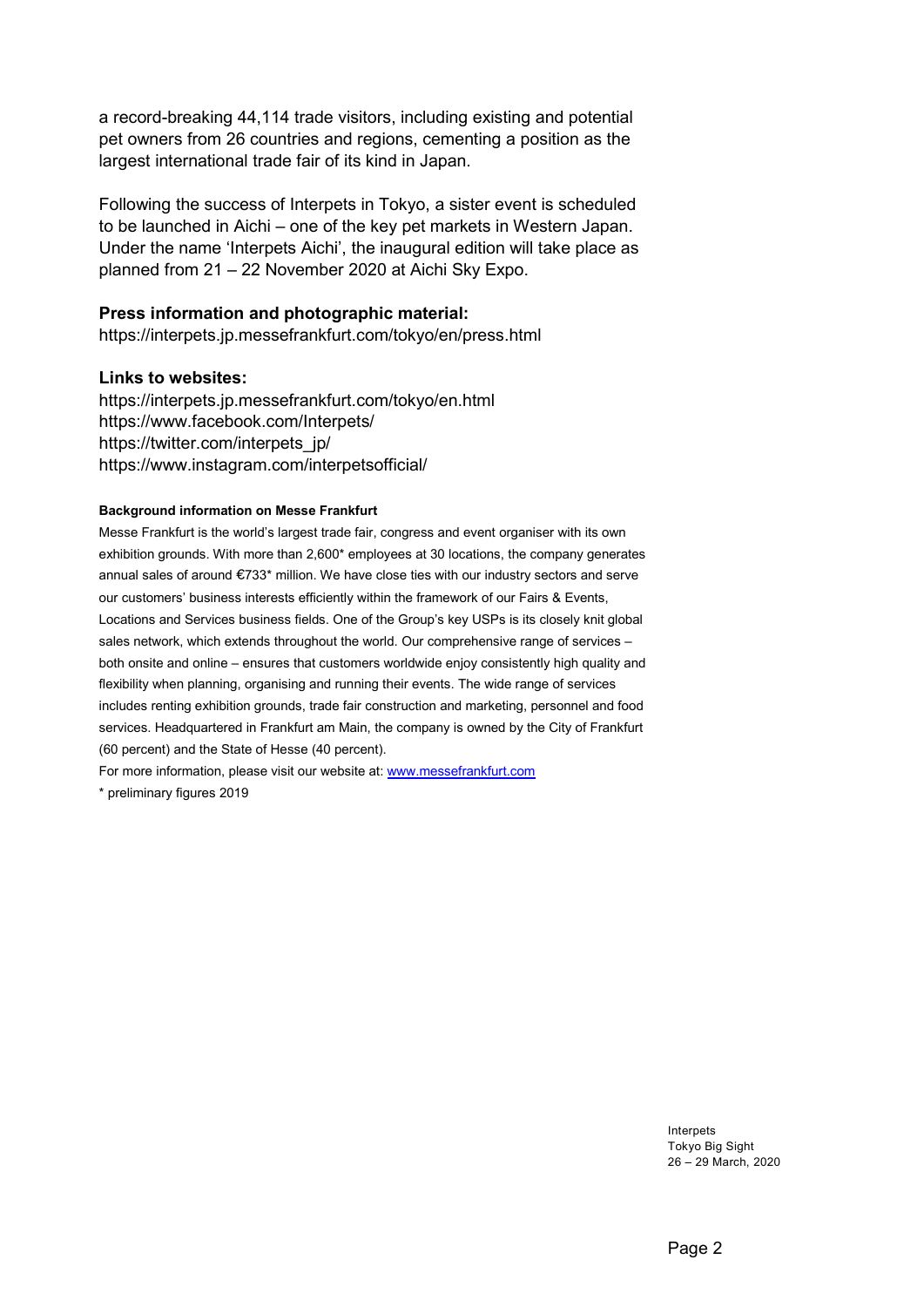a record-breaking 44,114 trade visitors, including existing and potential pet owners from 26 countries and regions, cementing a position as the largest international trade fair of its kind in Japan.

Following the success of Interpets in Tokyo, a sister event is scheduled to be launched in Aichi – one of the key pet markets in Western Japan. Under the name 'Interpets Aichi', the inaugural edition will take place as planned from 21 – 22 November 2020 at Aichi Sky Expo.

### Press information and photographic material:

https://interpets.jp.messefrankfurt.com/tokyo/en/press.html

### Links to websites:

https://interpets.jp.messefrankfurt.com/tokyo/en.html
https://www.facebook.com/Interpets/
https://twitter.com/interpets_jp/
https://www.instagram.com/interpetsofficial/

#### Background information on Messe Frankfurt

Messe Frankfurt is the world's largest trade fair, congress and event organiser with its own exhibition grounds. With more than 2,600* employees at 30 locations, the company generates annual sales of around €733* million. We have close ties with our industry sectors and serve our customers' business interests efficiently within the framework of our Fairs & Events, Locations and Services business fields. One of the Group's key USPs is its closely knit global sales network, which extends throughout the world. Our comprehensive range of services – both onsite and online – ensures that customers worldwide enjoy consistently high quality and flexibility when planning, organising and running their events. The wide range of services includes renting exhibition grounds, trade fair construction and marketing, personnel and food services. Headquartered in Frankfurt am Main, the company is owned by the City of Frankfurt (60 percent) and the State of Hesse (40 percent).

For more information, please visit our website at: www.messefrankfurt.com

* preliminary figures 2019

Interpets
Tokyo Big Sight
26 – 29 March, 2020